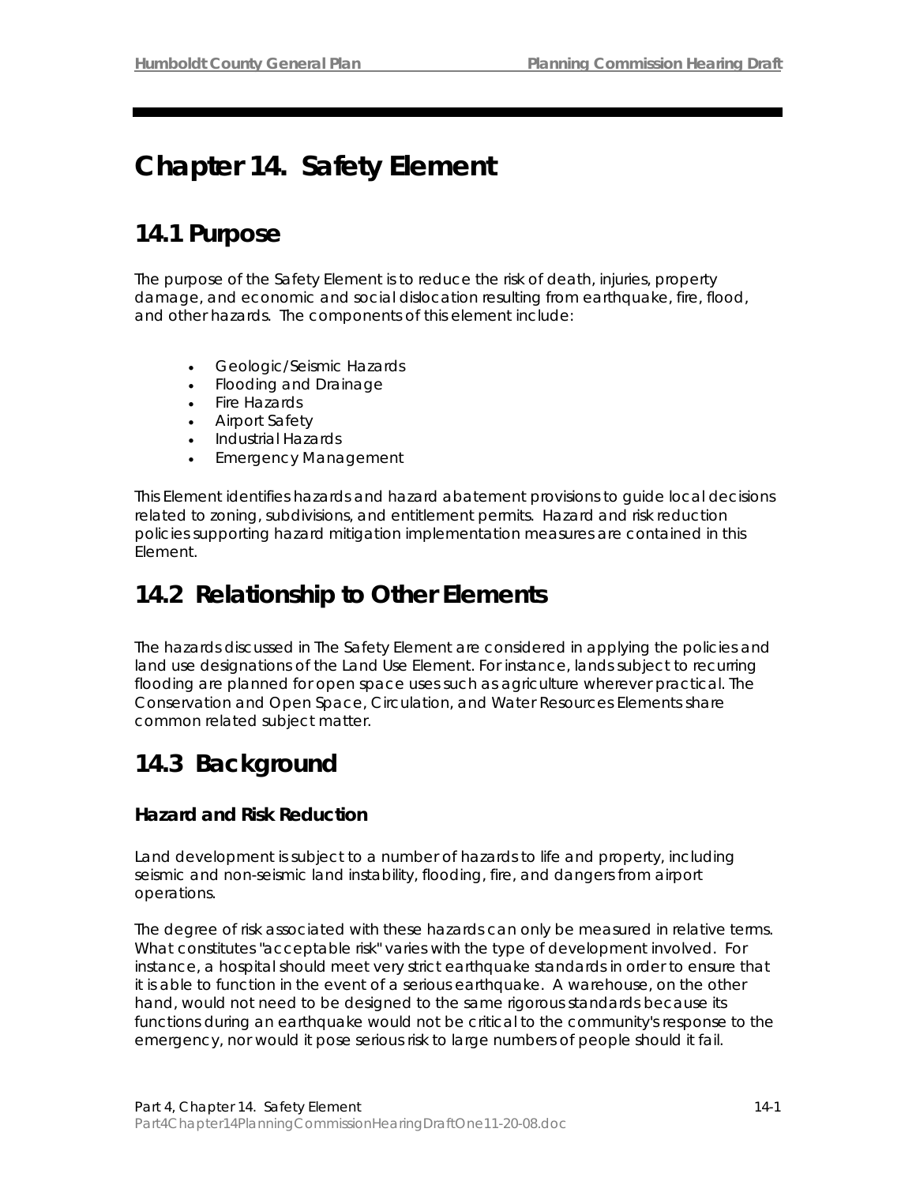# Chapter 14. Safety Element

## 14.1 Purpose

The purpose of the Safety Element is to reduce the risk of death, injuries, property damage, and economic and social dislocation resulting from earthquake, fire, flood, and other hazards. The components of this element include:

- Geologic/Seismic Hazards
- Flooding and Drainage
- Fire Hazards
- Airport Safety
- Industrial Hazards
- Emergency Management

This Element identifies hazards and hazard abatement provisions to guide local decisions related to zoning, subdivisions, and entitlement permits. Hazard and risk reduction policies supporting hazard mitigation implementation measures are contained in this Element.

## 14.2 Relationship to Other Elements

The hazards discussed in The Safety Element are considered in applying the policies and land use designations of the Land Use Element. For instance, lands subject to recurring flooding are planned for open space uses such as agriculture wherever practical. The Conservation and Open Space, Circulation, and Water Resources Elements share common related subject matter.

## 14.3 Background

### Hazard and Risk Reduction

Land development is subject to a number of hazards to life and property, including seismic and non-seismic land instability, flooding, fire, and dangers from airport operations.

The degree of risk associated with these hazards can only be measured in relative terms. What constitutes "acceptable risk" varies with the type of development involved. For instance, a hospital should meet very strict earthquake standards in order to ensure that it is able to function in the event of a serious earthquake. A warehouse, on the other hand, would not need to be designed to the same rigorous standards because its functions during an earthquake would not be critical to the community's response to the emergency, nor would it pose serious risk to large numbers of people should it fail.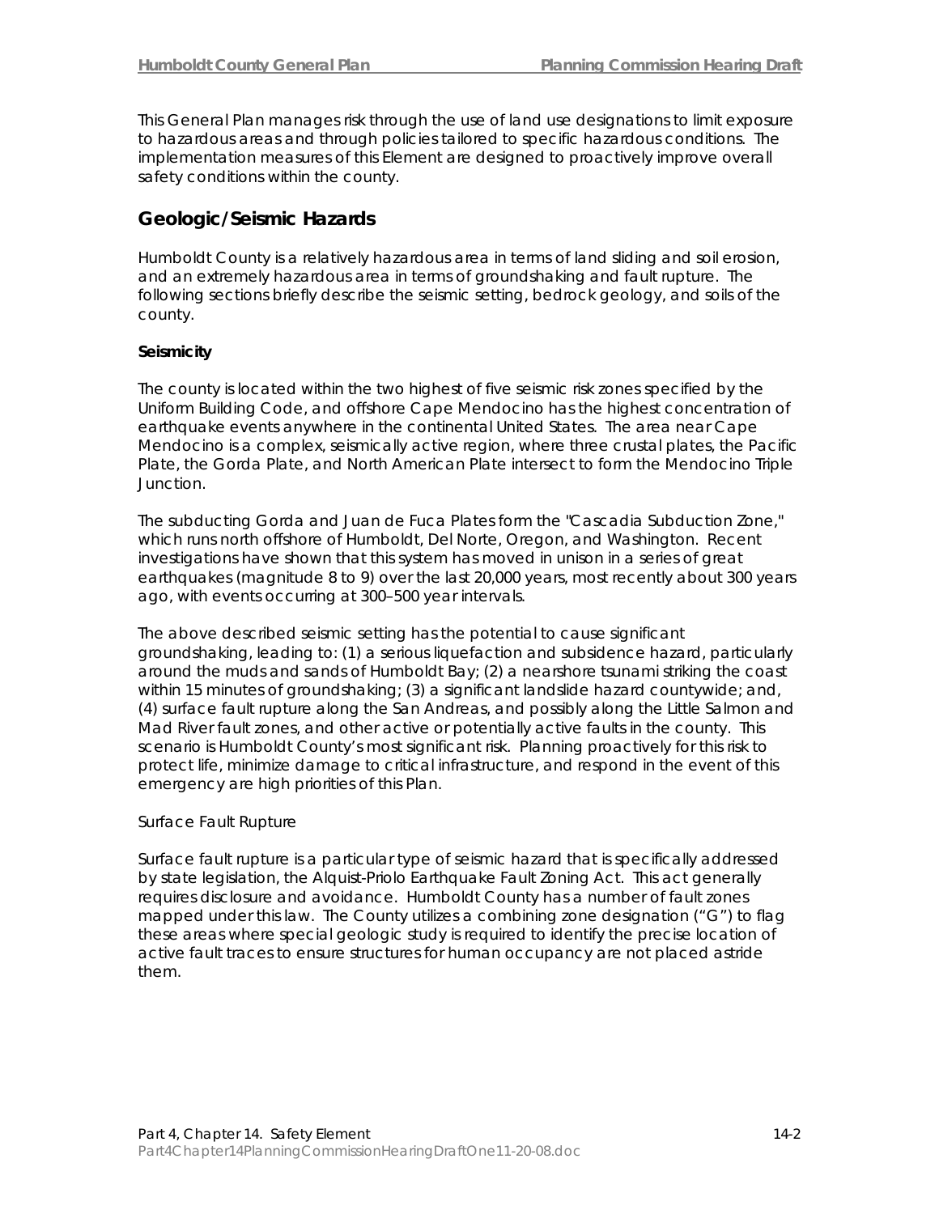This General Plan manages risk through the use of land use designations to limit exposure to hazardous areas and through policies tailored to specific hazardous conditions. The implementation measures of this Element are designed to proactively improve overall safety conditions within the county.

## Geologic/Seismic Hazards

Humboldt County is a relatively hazardous area in terms of land sliding and soil erosion, and an extremely hazardous area in terms of groundshaking and fault rupture. The following sections briefly describe the seismic setting, bedrock geology, and soils of the county.

### Seismicity

The county is located within the two highest of five seismic risk zones specified by the Uniform Building Code, and offshore Cape Mendocino has the highest concentration of earthquake events anywhere in the continental United States. The area near Cape Mendocino is a complex, seismically active region, where three crustal plates, the Pacific Plate, the Gorda Plate, and North American Plate intersect to form the Mendocino Triple Junction.

The subducting Gorda and Juan de Fuca Plates form the "Cascadia Subduction Zone," which runs north offshore of Humboldt, Del Norte, Oregon, and Washington. Recent investigations have shown that this system has moved in unison in a series of great earthquakes (magnitude 8 to 9) over the last 20,000 years, most recently about 300 years ago, with events occurring at 300–500 year intervals.

The above described seismic setting has the potential to cause significant groundshaking, leading to: (1) a serious liquefaction and subsidence hazard, particularly around the muds and sands of Humboldt Bay; (2) a nearshore tsunami striking the coast within 15 minutes of groundshaking; (3) a significant landslide hazard countywide; and, (4) surface fault rupture along the San Andreas, and possibly along the Little Salmon and Mad River fault zones, and other active or potentially active faults in the county. This scenario is Humboldt County's most significant risk. Planning proactively for this risk to protect life, minimize damage to critical infrastructure, and respond in the event of this emergency are high priorities of this Plan.

#### Surface Fault Rupture

Surface fault rupture is a particular type of seismic hazard that is specifically addressed by state legislation, the Alquist-Priolo Earthquake Fault Zoning Act. This act generally requires disclosure and avoidance. Humboldt County has a number of fault zones mapped under this law. The County utilizes a combining zone designation ("G") to flag these areas where special geologic study is required to identify the precise location of active fault traces to ensure structures for human occupancy are not placed astride them.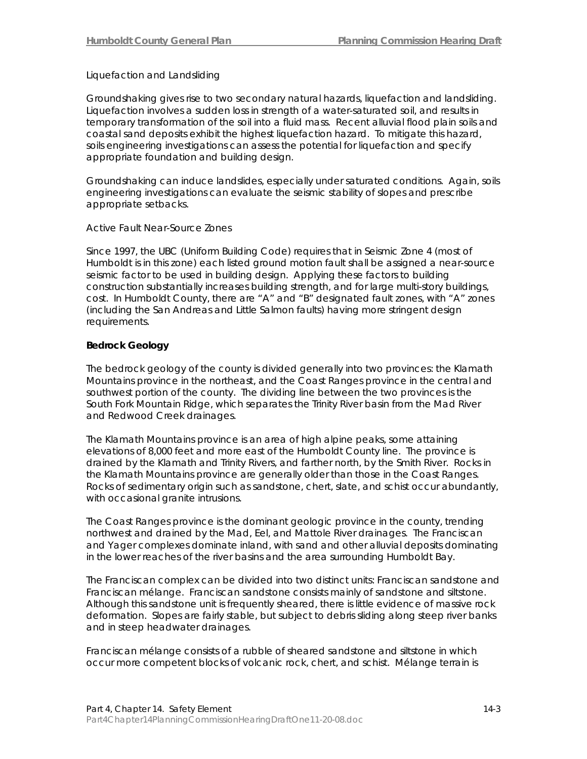Liquefaction and Landsliding

Groundshaking gives rise to two secondary natural hazards, liquefaction and landsliding. Liquefaction involves a sudden loss in strength of a water-saturated soil, and results in temporary transformation of the soil into a fluid mass. Recent alluvial flood plain soils and coastal sand deposits exhibit the highest liquefaction hazard. To mitigate this hazard, soils engineering investigations can assess the potential for liquefaction and specify appropriate foundation and building design.

Groundshaking can induce landslides, especially under saturated conditions. Again, soils engineering investigations can evaluate the seismic stability of slopes and prescribe appropriate setbacks.

Active Fault Near-Source Zones

Since 1997, the UBC (Uniform Building Code) requires that in Seismic Zone 4 (most of Humboldt is in this zone) each listed ground motion fault shall be assigned a near-source seismic factor to be used in building design. Applying these factors to building construction substantially increases building strength, and for large multi-story buildings, cost. In Humboldt County, there are "A" and "B" designated fault zones, with "A" zones (including the San Andreas and Little Salmon faults) having more stringent design requirements.

**Bedrock Geology**

The bedrock geology of the county is divided generally into two provinces: the Klamath Mountains province in the northeast, and the Coast Ranges province in the central and southwest portion of the county. The dividing line between the two provinces is the South Fork Mountain Ridge, which separates the Trinity River basin from the Mad River and Redwood Creek drainages.

The Klamath Mountains province is an area of high alpine peaks, some attaining elevations of 8,000 feet and more east of the Humboldt County line. The province is drained by the Klamath and Trinity Rivers, and farther north, by the Smith River. Rocks in the Klamath Mountains province are generally older than those in the Coast Ranges. Rocks of sedimentary origin such as sandstone, chert, slate, and schist occur abundantly, with occasional granite intrusions.

The Coast Ranges province is the dominant geologic province in the county, trending northwest and drained by the Mad, Eel, and Mattole River drainages. The Franciscan and Yager complexes dominate inland, with sand and other alluvial deposits dominating in the lower reaches of the river basins and the area surrounding Humboldt Bay.

The Franciscan complex can be divided into two distinct units: Franciscan sandstone and Franciscan mélange. Franciscan sandstone consists mainly of sandstone and siltstone. Although this sandstone unit is frequently sheared, there is little evidence of massive rock deformation. Slopes are fairly stable, but subject to debris sliding along steep river banks and in steep headwater drainages.

Franciscan mélange consists of a rubble of sheared sandstone and siltstone in which occur more competent blocks of volcanic rock, chert, and schist. Mélange terrain is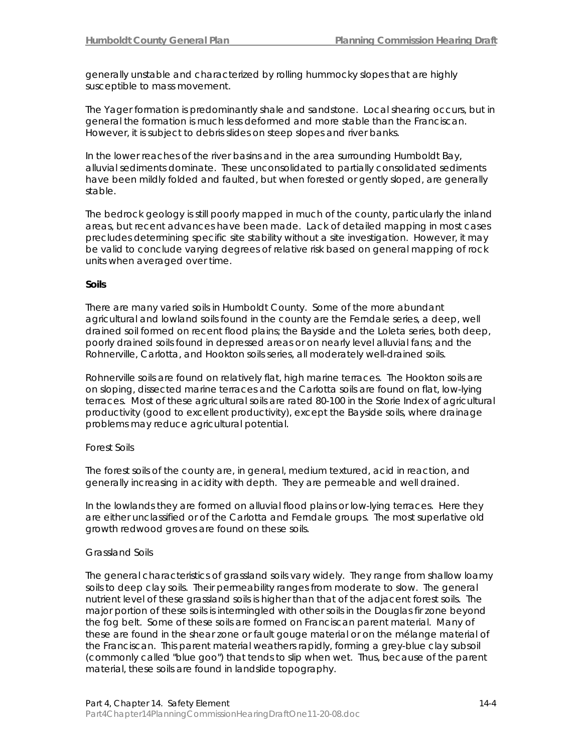generally unstable and characterized by rolling hummocky slopes that are highly susceptible to mass movement.

The Yager formation is predominantly shale and sandstone. Local shearing occurs, but in general the formation is much less deformed and more stable than the Franciscan. However, it is subject to debris slides on steep slopes and river banks.

In the lower reaches of the river basins and in the area surrounding Humboldt Bay, alluvial sediments dominate. These unconsolidated to partially consolidated sediments have been mildly folded and faulted, but when forested or gently sloped, are generally stable.

The bedrock geology is still poorly mapped in much of the county, particularly the inland areas, but recent advances have been made. Lack of detailed mapping in most cases precludes determining specific site stability without a site investigation. However, it may be valid to conclude varying degrees of relative risk based on general mapping of rock units when averaged over time.

**Soils**

There are many varied soils in Humboldt County. Some of the more abundant agricultural and lowland soils found in the county are the Ferndale series, a deep, well drained soil formed on recent flood plains; the Bayside and the Loleta series, both deep, poorly drained soils found in depressed areas or on nearly level alluvial fans; and the Rohnerville, Carlotta, and Hookton soils series, all moderately well-drained soils.

Rohnerville soils are found on relatively flat, high marine terraces. The Hookton soils are on sloping, dissected marine terraces and the Carlotta soils are found on flat, low-lying terraces. Most of these agricultural soils are rated 80-100 in the Storie Index of agricultural productivity (good to excellent productivity), except the Bayside soils, where drainage problems may reduce agricultural potential.

Forest Soils

The forest soils of the county are, in general, medium textured, acid in reaction, and generally increasing in acidity with depth. They are permeable and well drained.

In the lowlands they are formed on alluvial flood plains or low-lying terraces. Here they are either unclassified or of the Carlotta and Ferndale groups. The most superlative old growth redwood groves are found on these soils.

Grassland Soils

The general characteristics of grassland soils vary widely. They range from shallow loamy soils to deep clay soils. Their permeability ranges from moderate to slow. The general nutrient level of these grassland soils is higher than that of the adjacent forest soils. The major portion of these soils is intermingled with other soils in the Douglas fir zone beyond the fog belt. Some of these soils are formed on Franciscan parent material. Many of these are found in the shear zone or fault gouge material or on the mélange material of the Franciscan. This parent material weathers rapidly, forming a grey-blue clay subsoil (commonly called "blue goo") that tends to slip when wet. Thus, because of the parent material, these soils are found in landslide topography.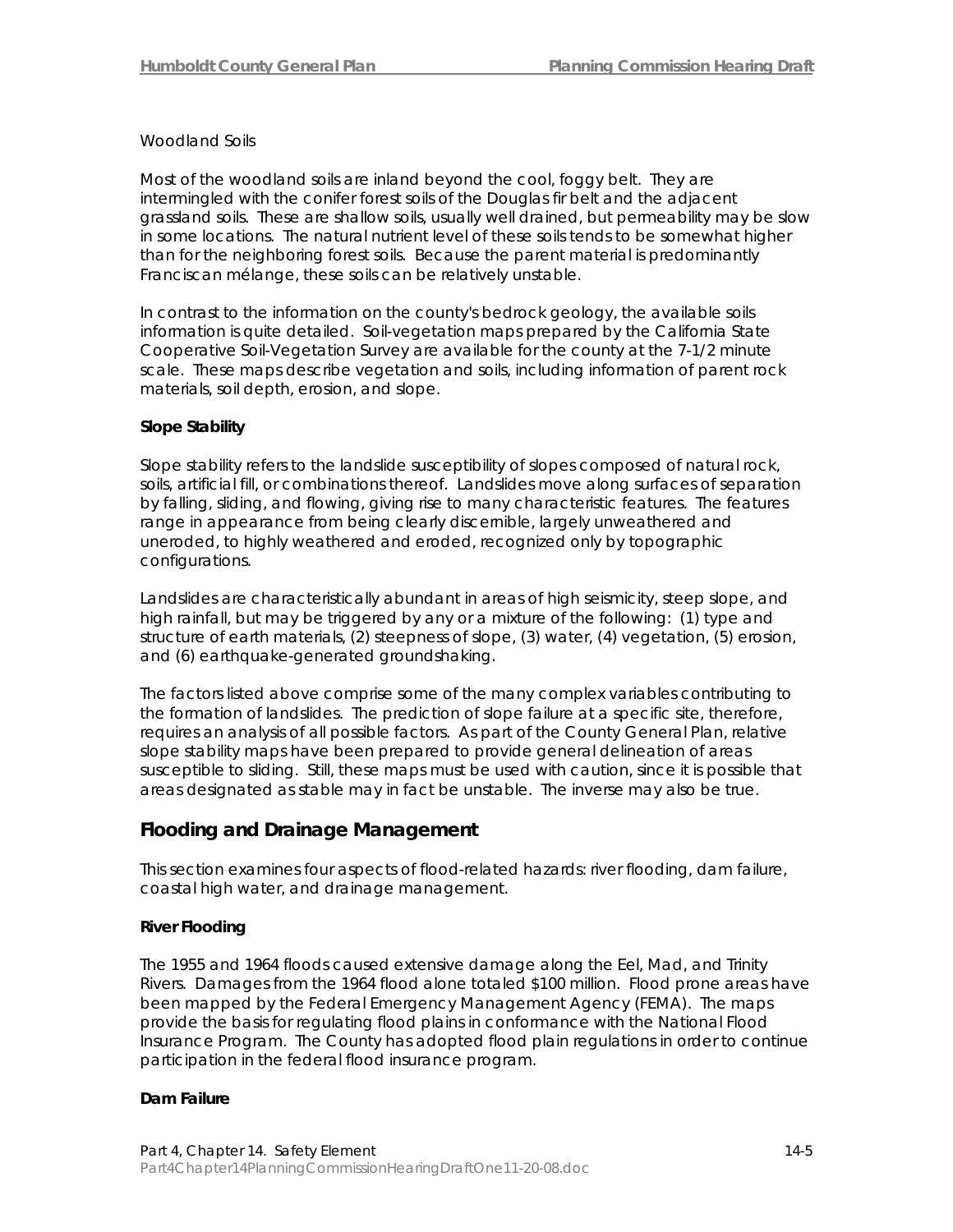Woodland Soils

Most of the woodland soils are inland beyond the cool, foggy belt. They are intermingled with the conifer forest soils of the Douglas fir belt and the adjacent grassland soils. These are shallow soils, usually well drained, but permeability may be slow in some locations. The natural nutrient level of these soils tends to be somewhat higher than for the neighboring forest soils. Because the parent material is predominantly Franciscan mélange, these soils can be relatively unstable.

In contrast to the information on the county's bedrock geology, the available soils information is quite detailed. Soil-vegetation maps prepared by the California State Cooperative Soil-Vegetation Survey are available for the county at the 7-1/2 minute scale. These maps describe vegetation and soils, including information of parent rock materials, soil depth, erosion, and slope.

**Slope Stability**

Slope stability refers to the landslide susceptibility of slopes composed of natural rock, soils, artificial fill, or combinations thereof. Landslides move along surfaces of separation by falling, sliding, and flowing, giving rise to many characteristic features. The features range in appearance from being clearly discernible, largely unweathered and uneroded, to highly weathered and eroded, recognized only by topographic configurations.

Landslides are characteristically abundant in areas of high seismicity, steep slope, and high rainfall, but may be triggered by any or a mixture of the following: (1) type and structure of earth materials, (2) steepness of slope, (3) water, (4) vegetation, (5) erosion, and (6) earthquake-generated groundshaking.

The factors listed above comprise some of the many complex variables contributing to the formation of landslides. The prediction of slope failure at a specific site, therefore, requires an analysis of all possible factors. As part of the County General Plan, relative slope stability maps have been prepared to provide general delineation of areas susceptible to sliding. Still, these maps must be used with caution, since it is possible that areas designated as stable may in fact be unstable. The inverse may also be true.

## Flooding and Drainage Management

This section examines four aspects of flood-related hazards: river flooding, dam failure, coastal high water, and drainage management.

**River Flooding**

The 1955 and 1964 floods caused extensive damage along the Eel, Mad, and Trinity Rivers. Damages from the 1964 flood alone totaled $100 million. Flood prone areas have been mapped by the Federal Emergency Management Agency (FEMA). The maps provide the basis for regulating flood plains in conformance with the National Flood Insurance Program. The County has adopted flood plain regulations in order to continue participation in the federal flood insurance program.

**Dam Failure**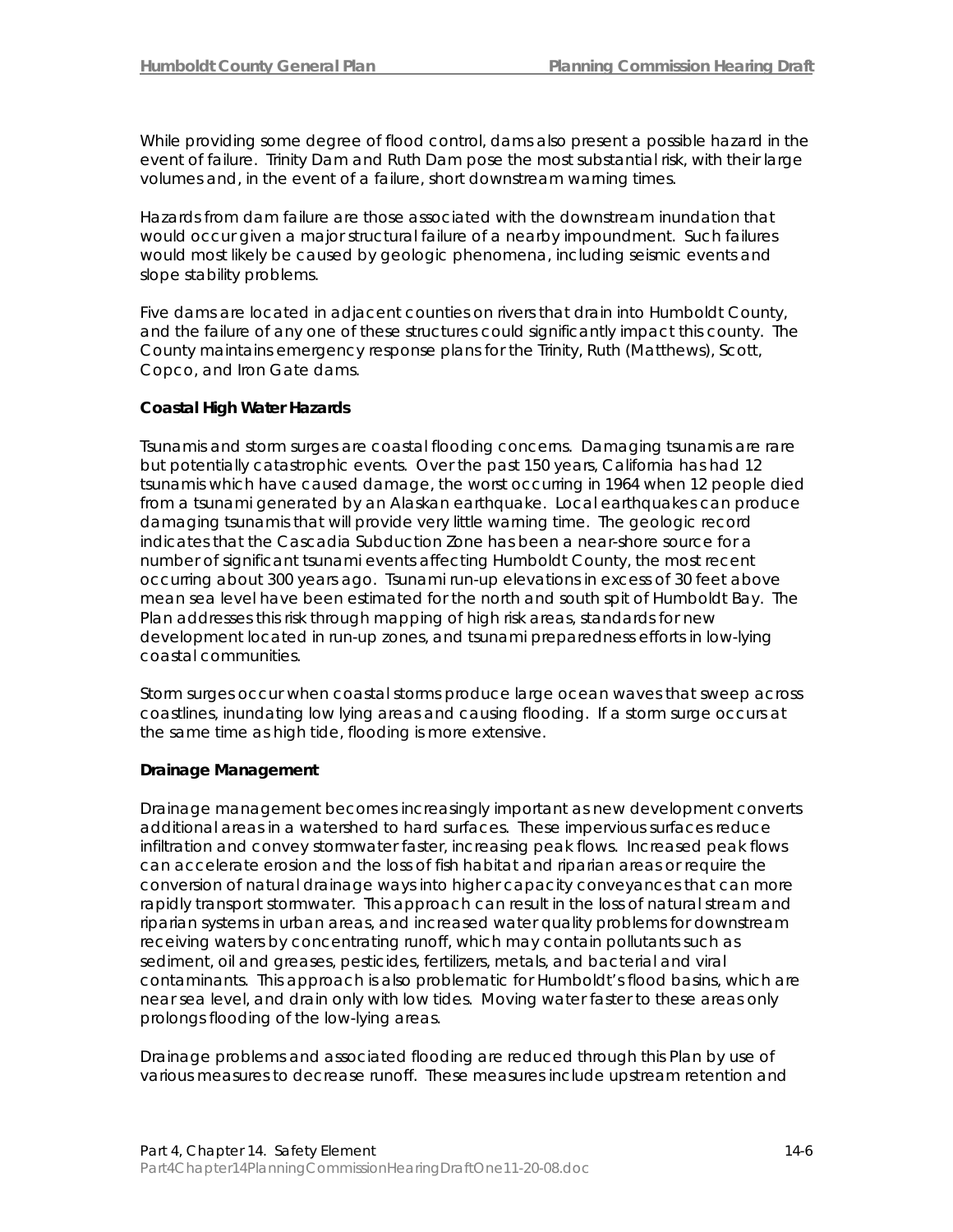While providing some degree of flood control, dams also present a possible hazard in the event of failure. Trinity Dam and Ruth Dam pose the most substantial risk, with their large volumes and, in the event of a failure, short downstream warning times.

Hazards from dam failure are those associated with the downstream inundation that would occur given a major structural failure of a nearby impoundment. Such failures would most likely be caused by geologic phenomena, including seismic events and slope stability problems.

Five dams are located in adjacent counties on rivers that drain into Humboldt County, and the failure of any one of these structures could significantly impact this county. The County maintains emergency response plans for the Trinity, Ruth (Matthews), Scott, Copco, and Iron Gate dams.

**Coastal High Water Hazards**

Tsunamis and storm surges are coastal flooding concerns. Damaging tsunamis are rare but potentially catastrophic events. Over the past 150 years, California has had 12 tsunamis which have caused damage, the worst occurring in 1964 when 12 people died from a tsunami generated by an Alaskan earthquake. Local earthquakes can produce damaging tsunamis that will provide very little warning time. The geologic record indicates that the Cascadia Subduction Zone has been a near-shore source for a number of significant tsunami events affecting Humboldt County, the most recent occurring about 300 years ago. Tsunami run-up elevations in excess of 30 feet above mean sea level have been estimated for the north and south spit of Humboldt Bay. The Plan addresses this risk through mapping of high risk areas, standards for new development located in run-up zones, and tsunami preparedness efforts in low-lying coastal communities.

Storm surges occur when coastal storms produce large ocean waves that sweep across coastlines, inundating low lying areas and causing flooding. If a storm surge occurs at the same time as high tide, flooding is more extensive.

**Drainage Management**

Drainage management becomes increasingly important as new development converts additional areas in a watershed to hard surfaces. These impervious surfaces reduce infiltration and convey stormwater faster, increasing peak flows. Increased peak flows can accelerate erosion and the loss of fish habitat and riparian areas or require the conversion of natural drainage ways into higher capacity conveyances that can more rapidly transport stormwater. This approach can result in the loss of natural stream and riparian systems in urban areas, and increased water quality problems for downstream receiving waters by concentrating runoff, which may contain pollutants such as sediment, oil and greases, pesticides, fertilizers, metals, and bacterial and viral contaminants. This approach is also problematic for Humboldt's flood basins, which are near sea level, and drain only with low tides. Moving water faster to these areas only prolongs flooding of the low-lying areas.

Drainage problems and associated flooding are reduced through this Plan by use of various measures to decrease runoff. These measures include upstream retention and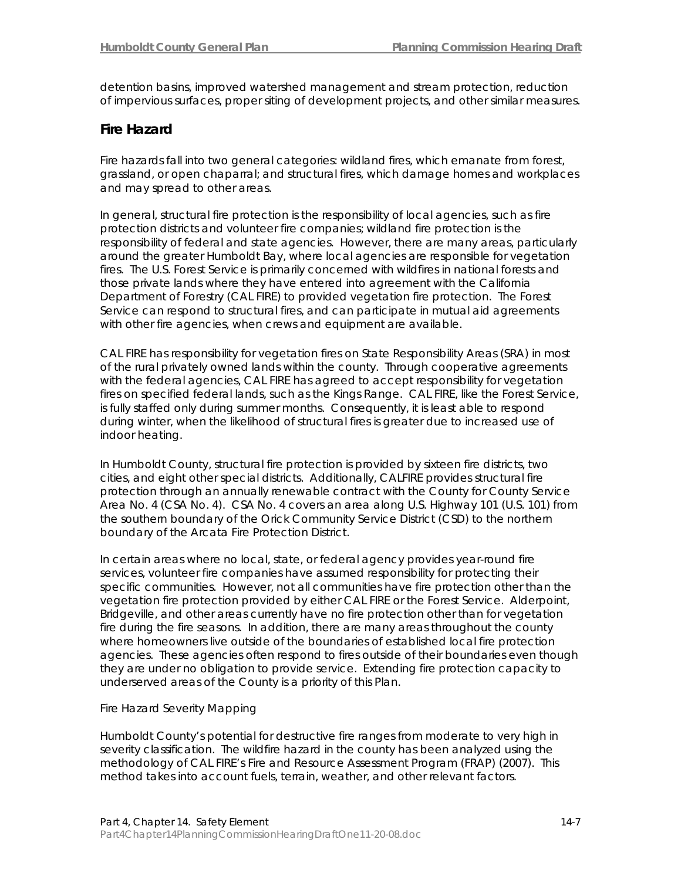detention basins, improved watershed management and stream protection, reduction of impervious surfaces, proper siting of development projects, and other similar measures.

## Fire Hazard

Fire hazards fall into two general categories: wildland fires, which emanate from forest, grassland, or open chaparral; and structural fires, which damage homes and workplaces and may spread to other areas.

In general, structural fire protection is the responsibility of local agencies, such as fire protection districts and volunteer fire companies; wildland fire protection is the responsibility of federal and state agencies. However, there are many areas, particularly around the greater Humboldt Bay, where local agencies are responsible for vegetation fires. The U.S. Forest Service is primarily concerned with wildfires in national forests and those private lands where they have entered into agreement with the California Department of Forestry (CAL FIRE) to provided vegetation fire protection. The Forest Service can respond to structural fires, and can participate in mutual aid agreements with other fire agencies, when crews and equipment are available.

CAL FIRE has responsibility for vegetation fires on State Responsibility Areas (SRA) in most of the rural privately owned lands within the county. Through cooperative agreements with the federal agencies, CAL FIRE has agreed to accept responsibility for vegetation fires on specified federal lands, such as the Kings Range. CAL FIRE, like the Forest Service, is fully staffed only during summer months. Consequently, it is least able to respond during winter, when the likelihood of structural fires is greater due to increased use of indoor heating.

In Humboldt County, structural fire protection is provided by sixteen fire districts, two cities, and eight other special districts. Additionally, CALFIRE provides structural fire protection through an annually renewable contract with the County for County Service Area No. 4 (CSA No. 4). CSA No. 4 covers an area along U.S. Highway 101 (U.S. 101) from the southern boundary of the Orick Community Service District (CSD) to the northern boundary of the Arcata Fire Protection District.

In certain areas where no local, state, or federal agency provides year-round fire services, volunteer fire companies have assumed responsibility for protecting their specific communities. However, not all communities have fire protection other than the vegetation fire protection provided by either CAL FIRE or the Forest Service. Alderpoint, Bridgeville, and other areas currently have no fire protection other than for vegetation fire during the fire seasons. In addition, there are many areas throughout the county where homeowners live outside of the boundaries of established local fire protection agencies. These agencies often respond to fires outside of their boundaries even though they are under no obligation to provide service. Extending fire protection capacity to underserved areas of the County is a priority of this Plan.

### Fire Hazard Severity Mapping

Humboldt County's potential for destructive fire ranges from moderate to very high in severity classification. The wildfire hazard in the county has been analyzed using the methodology of CAL FIRE's Fire and Resource Assessment Program (FRAP) (2007). This method takes into account fuels, terrain, weather, and other relevant factors.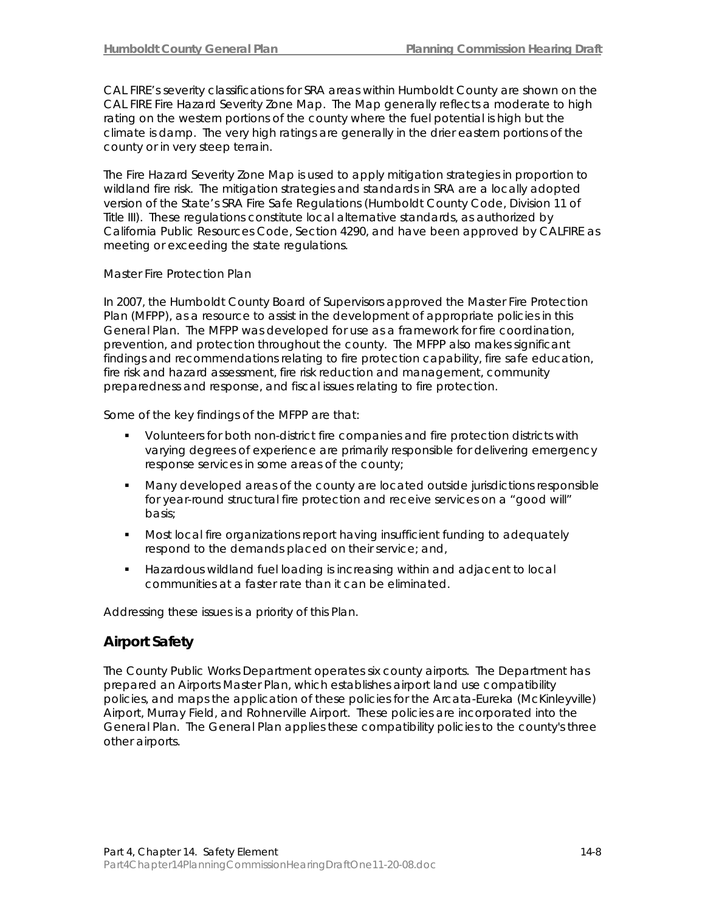CAL FIRE's severity classifications for SRA areas within Humboldt County are shown on the CAL FIRE Fire Hazard Severity Zone Map. The Map generally reflects a moderate to high rating on the western portions of the county where the fuel potential is high but the climate is damp. The very high ratings are generally in the drier eastern portions of the county or in very steep terrain.

The Fire Hazard Severity Zone Map is used to apply mitigation strategies in proportion to wildland fire risk. The mitigation strategies and standards in SRA are a locally adopted version of the State's SRA Fire Safe Regulations (Humboldt County Code, Division 11 of Title III). These regulations constitute local alternative standards, as authorized by California Public Resources Code, Section 4290, and have been approved by CALFIRE as meeting or exceeding the state regulations.

*Master Fire Protection Plan*

In 2007, the Humboldt County Board of Supervisors approved the Master Fire Protection Plan (MFPP), as a resource to assist in the development of appropriate policies in this General Plan. The MFPP was developed for use as a framework for fire coordination, prevention, and protection throughout the county. The MFPP also makes significant findings and recommendations relating to fire protection capability, fire safe education, fire risk and hazard assessment, fire risk reduction and management, community preparedness and response, and fiscal issues relating to fire protection.

Some of the key findings of the MFPP are that:

- Volunteers for both non-district fire companies and fire protection districts with varying degrees of experience are primarily responsible for delivering emergency response services in some areas of the county;
- Many developed areas of the county are located outside jurisdictions responsible for year-round structural fire protection and receive services on a "good will" basis;
- Most local fire organizations report having insufficient funding to adequately respond to the demands placed on their service; and,
- Hazardous wildland fuel loading is increasing within and adjacent to local communities at a faster rate than it can be eliminated.

Addressing these issues is a priority of this Plan.

## Airport Safety

The County Public Works Department operates six county airports. The Department has prepared an Airports Master Plan, which establishes airport land use compatibility policies, and maps the application of these policies for the Arcata-Eureka (McKinleyville) Airport, Murray Field, and Rohnerville Airport. These policies are incorporated into the General Plan. The General Plan applies these compatibility policies to the county's three other airports.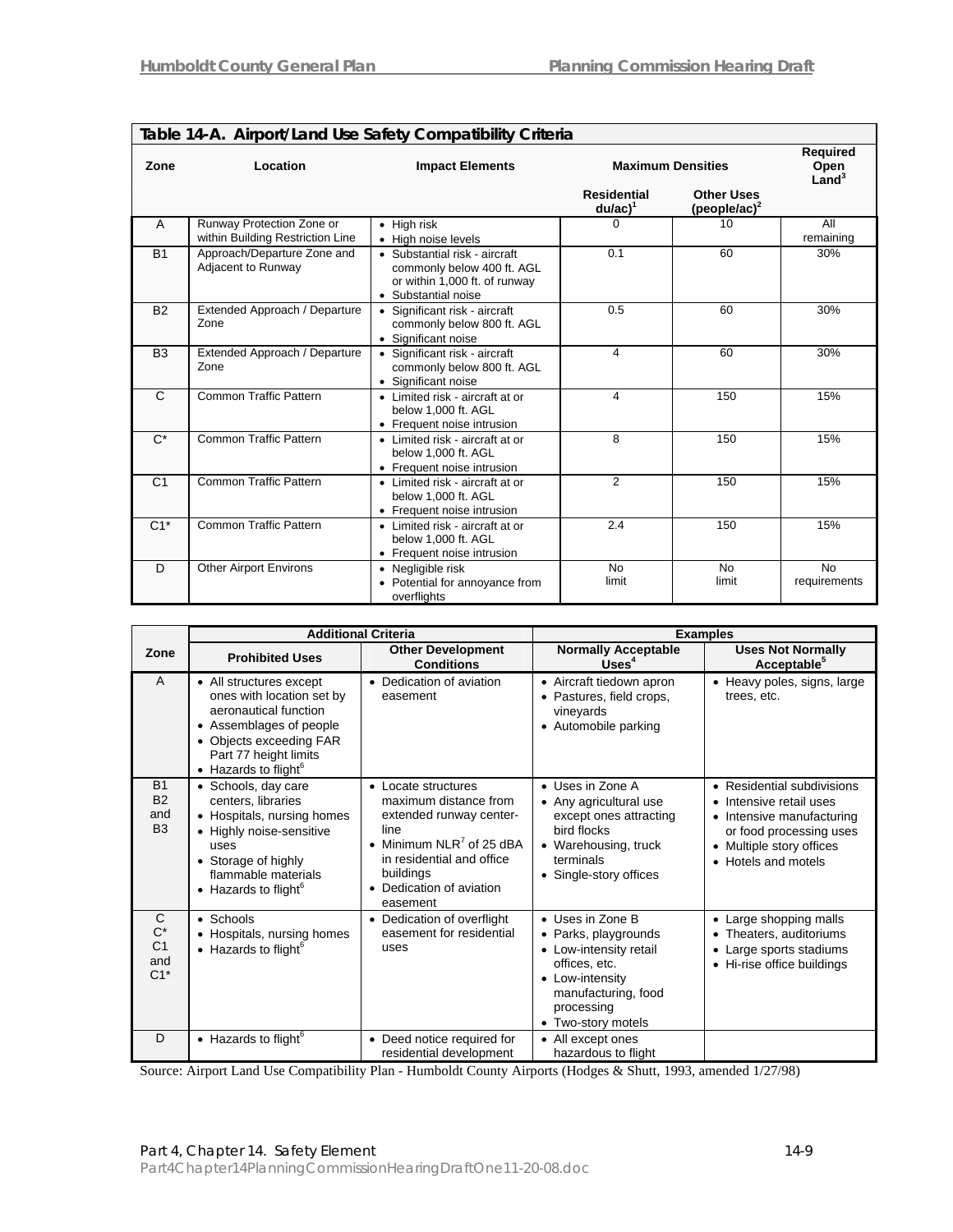**Table 14-A. Airport/Land Use Safety Compatibility Criteria**

| Zone | Location | Impact Elements | Maximum Densities | | Required Open Land[3] |
|---|---|---|---|---|---|
| | | | Residential du/ac)[1] | Other Uses (people/ac)[2] | |
| A | Runway Protection Zone or within Building Restriction Line | • High risk<br>• High noise levels | 0 | 10 | All remaining |
| B1 | Approach/Departure Zone and Adjacent to Runway | • Substantial risk - aircraft commonly below 400 ft. AGL or within 1,000 ft. of runway<br>• Substantial noise | 0.1 | 60 | 30% |
| B2 | Extended Approach / Departure Zone | • Significant risk - aircraft commonly below 800 ft. AGL<br>• Significant noise | 0.5 | 60 | 30% |
| B3 | Extended Approach / Departure Zone | • Significant risk - aircraft commonly below 800 ft. AGL<br>• Significant noise | 4 | 60 | 30% |
| C | Common Traffic Pattern | • Limited risk - aircraft at or below 1,000 ft. AGL<br>• Frequent noise intrusion | 4 | 150 | 15% |
| C* | Common Traffic Pattern | • Limited risk - aircraft at or below 1,000 ft. AGL<br>• Frequent noise intrusion | 8 | 150 | 15% |
| C1 | Common Traffic Pattern | • Limited risk - aircraft at or below 1,000 ft. AGL<br>• Frequent noise intrusion | 2 | 150 | 15% |
| C1* | Common Traffic Pattern | • Limited risk - aircraft at or below 1,000 ft. AGL<br>• Frequent noise intrusion | 2.4 | 150 | 15% |
| D | Other Airport Environs | • Negligible risk<br>• Potential for annoyance from overflights | No limit | No limit | No requirements |

| Zone | Additional Criteria | | Examples | |
|---|---|---|---|---|
| | Prohibited Uses | Other Development Conditions | Normally Acceptable Uses[4] | Uses Not Normally Acceptable[5] |
| A | • All structures except ones with location set by aeronautical function<br>• Assemblages of people<br>• Objects exceeding FAR Part 77 height limits<br>• Hazards to flight[6] | • Dedication of aviation easement | • Aircraft tiedown apron<br>• Pastures, field crops, vineyards<br>• Automobile parking | • Heavy poles, signs, large trees, etc. |
| B1 B2 and B3 | • Schools, day care centers, libraries<br>• Hospitals, nursing homes<br>• Highly noise-sensitive uses<br>• Storage of highly flammable materials<br>• Hazards to flight[6] | • Locate structures maximum distance from extended runway center-line<br>• Minimum NLR[7] of 25 dBA in residential and office buildings<br>• Dedication of aviation easement | • Uses in Zone A<br>• Any agricultural use except ones attracting bird flocks<br>• Warehousing, truck terminals<br>• Single-story offices | • Residential subdivisions<br>• Intensive retail uses<br>• Intensive manufacturing or food processing uses<br>• Multiple story offices<br>• Hotels and motels |
| C C* C1 and C1* | • Schools<br>• Hospitals, nursing homes<br>• Hazards to flight[6] | • Dedication of overflight easement for residential uses | • Uses in Zone B<br>• Parks, playgrounds<br>• Low-intensity retail offices, etc.<br>• Low-intensity manufacturing, food processing<br>• Two-story motels | • Large shopping malls<br>• Theaters, auditoriums<br>• Large sports stadiums<br>• Hi-rise office buildings |
| D | • Hazards to flight[6] | • Deed notice required for residential development | • All except ones hazardous to flight | |

Source: Airport Land Use Compatibility Plan - Humboldt County Airports (Hodges & Shutt, 1993, amended 1/27/98)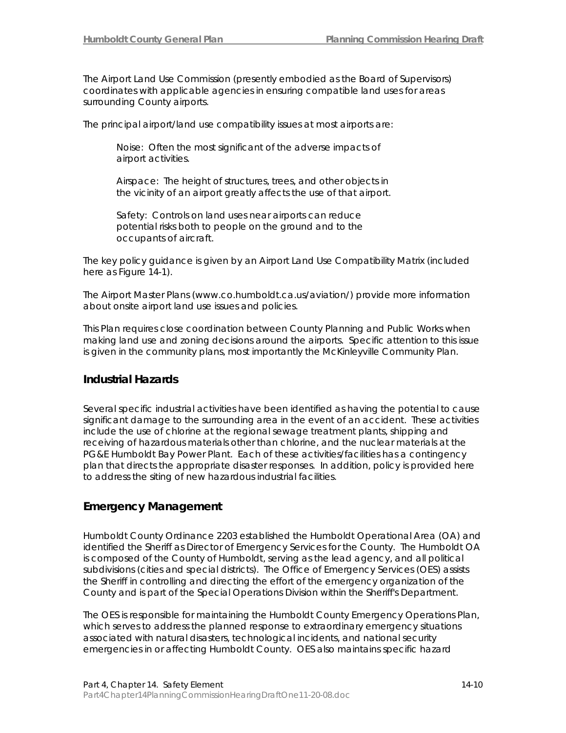The Airport Land Use Commission (presently embodied as the Board of Supervisors) coordinates with applicable agencies in ensuring compatible land uses for areas surrounding County airports.

The principal airport/land use compatibility issues at most airports are:

> Noise: Often the most significant of the adverse impacts of airport activities.
>
> Airspace: The height of structures, trees, and other objects in the vicinity of an airport greatly affects the use of that airport.
>
> Safety: Controls on land uses near airports can reduce potential risks both to people on the ground and to the occupants of aircraft.

The key policy guidance is given by an Airport Land Use Compatibility Matrix (included here as Figure 14-1).

The Airport Master Plans (www.co.humboldt.ca.us/aviation/) provide more information about onsite airport land use issues and policies.

This Plan requires close coordination between County Planning and Public Works when making land use and zoning decisions around the airports. Specific attention to this issue is given in the community plans, most importantly the McKinleyville Community Plan.

## Industrial Hazards

Several specific industrial activities have been identified as having the potential to cause significant damage to the surrounding area in the event of an accident. These activities include the use of chlorine at the regional sewage treatment plants, shipping and receiving of hazardous materials other than chlorine, and the nuclear materials at the PG&E Humboldt Bay Power Plant. Each of these activities/facilities has a contingency plan that directs the appropriate disaster responses. In addition, policy is provided here to address the siting of new hazardous industrial facilities.

## Emergency Management

Humboldt County Ordinance 2203 established the Humboldt Operational Area (OA) and identified the Sheriff as Director of Emergency Services for the County. The Humboldt OA is composed of the County of Humboldt, serving as the lead agency, and all political subdivisions (cities and special districts). The Office of Emergency Services (OES) assists the Sheriff in controlling and directing the effort of the emergency organization of the County and is part of the Special Operations Division within the Sheriff's Department.

The OES is responsible for maintaining the Humboldt County Emergency Operations Plan, which serves to address the planned response to extraordinary emergency situations associated with natural disasters, technological incidents, and national security emergencies in or affecting Humboldt County. OES also maintains specific hazard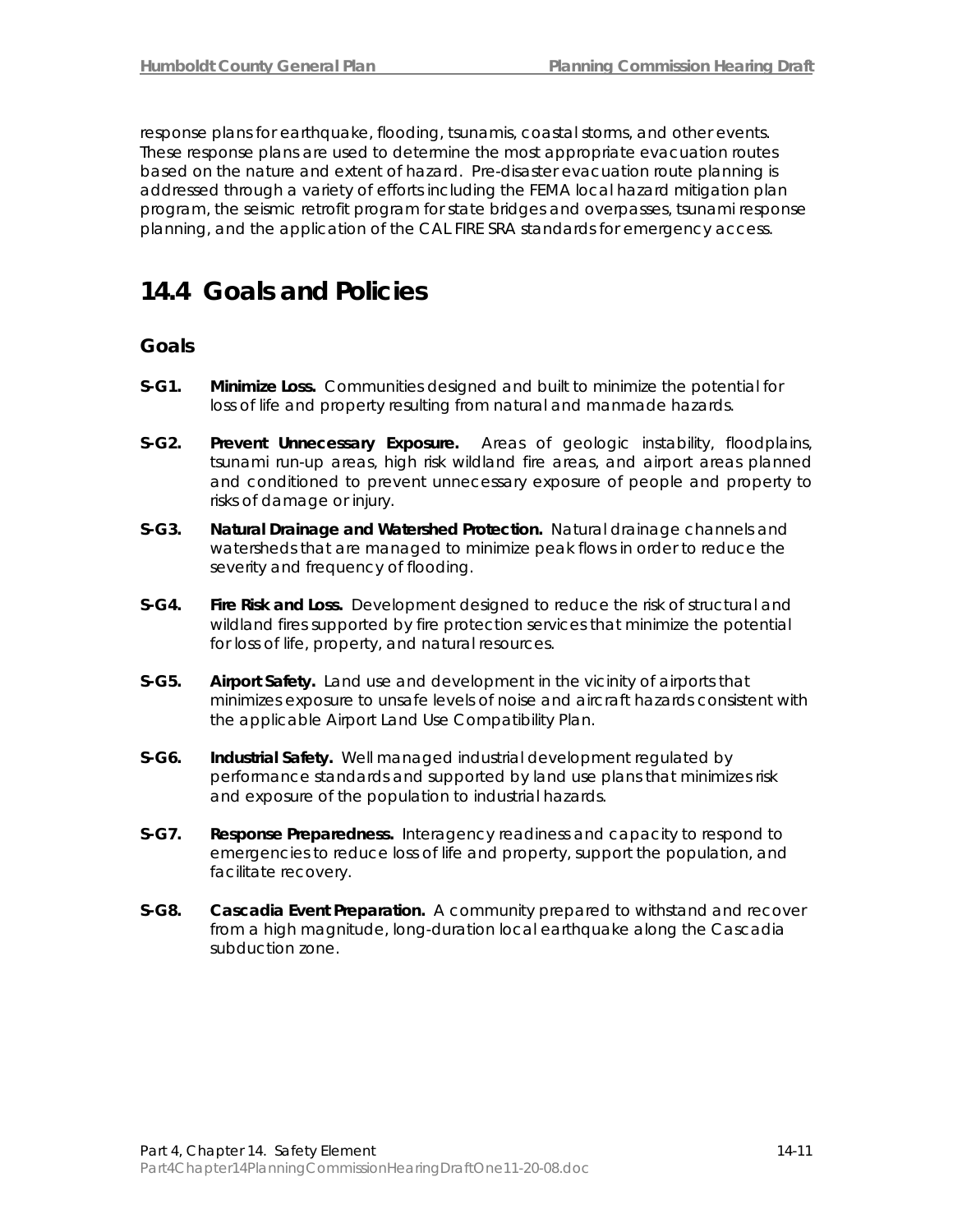response plans for earthquake, flooding, tsunamis, coastal storms, and other events. These response plans are used to determine the most appropriate evacuation routes based on the nature and extent of hazard. Pre-disaster evacuation route planning is addressed through a variety of efforts including the FEMA local hazard mitigation plan program, the seismic retrofit program for state bridges and overpasses, tsunami response planning, and the application of the CAL FIRE SRA standards for emergency access.

# 14.4 Goals and Policies

## Goals

**S-G1.** **Minimize Loss.** Communities designed and built to minimize the potential for loss of life and property resulting from natural and manmade hazards.

**S-G2.** **Prevent Unnecessary Exposure.** Areas of geologic instability, floodplains, tsunami run-up areas, high risk wildland fire areas, and airport areas planned and conditioned to prevent unnecessary exposure of people and property to risks of damage or injury.

**S-G3.** **Natural Drainage and Watershed Protection.** Natural drainage channels and watersheds that are managed to minimize peak flows in order to reduce the severity and frequency of flooding.

**S-G4.** **Fire Risk and Loss.** Development designed to reduce the risk of structural and wildland fires supported by fire protection services that minimize the potential for loss of life, property, and natural resources.

**S-G5.** **Airport Safety.** Land use and development in the vicinity of airports that minimizes exposure to unsafe levels of noise and aircraft hazards consistent with the applicable Airport Land Use Compatibility Plan.

**S-G6.** **Industrial Safety.** Well managed industrial development regulated by performance standards and supported by land use plans that minimizes risk and exposure of the population to industrial hazards.

**S-G7.** **Response Preparedness.** Interagency readiness and capacity to respond to emergencies to reduce loss of life and property, support the population, and facilitate recovery.

**S-G8.** **Cascadia Event Preparation.** A community prepared to withstand and recover from a high magnitude, long-duration local earthquake along the Cascadia subduction zone.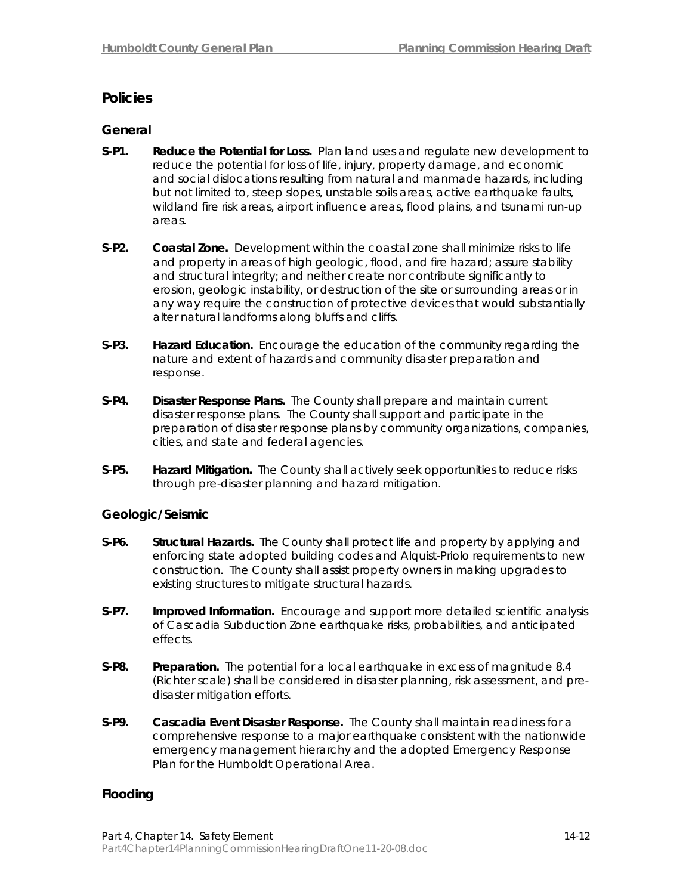## Policies

### General

**S-P1. Reduce the Potential for Loss.** Plan land uses and regulate new development to reduce the potential for loss of life, injury, property damage, and economic and social dislocations resulting from natural and manmade hazards, including but not limited to, steep slopes, unstable soils areas, active earthquake faults, wildland fire risk areas, airport influence areas, flood plains, and tsunami run-up areas.

**S-P2. Coastal Zone.** Development within the coastal zone shall minimize risks to life and property in areas of high geologic, flood, and fire hazard; assure stability and structural integrity; and neither create nor contribute significantly to erosion, geologic instability, or destruction of the site or surrounding areas or in any way require the construction of protective devices that would substantially alter natural landforms along bluffs and cliffs.

**S-P3. Hazard Education.** Encourage the education of the community regarding the nature and extent of hazards and community disaster preparation and response.

**S-P4. Disaster Response Plans.** The County shall prepare and maintain current disaster response plans. The County shall support and participate in the preparation of disaster response plans by community organizations, companies, cities, and state and federal agencies.

**S-P5. Hazard Mitigation.** The County shall actively seek opportunities to reduce risks through pre-disaster planning and hazard mitigation.

### Geologic/Seismic

**S-P6. Structural Hazards.** The County shall protect life and property by applying and enforcing state adopted building codes and Alquist-Priolo requirements to new construction. The County shall assist property owners in making upgrades to existing structures to mitigate structural hazards.

**S-P7. Improved Information.** Encourage and support more detailed scientific analysis of Cascadia Subduction Zone earthquake risks, probabilities, and anticipated effects.

**S-P8. Preparation.** The potential for a local earthquake in excess of magnitude 8.4 (Richter scale) shall be considered in disaster planning, risk assessment, and pre-disaster mitigation efforts.

**S-P9. Cascadia Event Disaster Response.** The County shall maintain readiness for a comprehensive response to a major earthquake consistent with the nationwide emergency management hierarchy and the adopted Emergency Response Plan for the Humboldt Operational Area.

### Flooding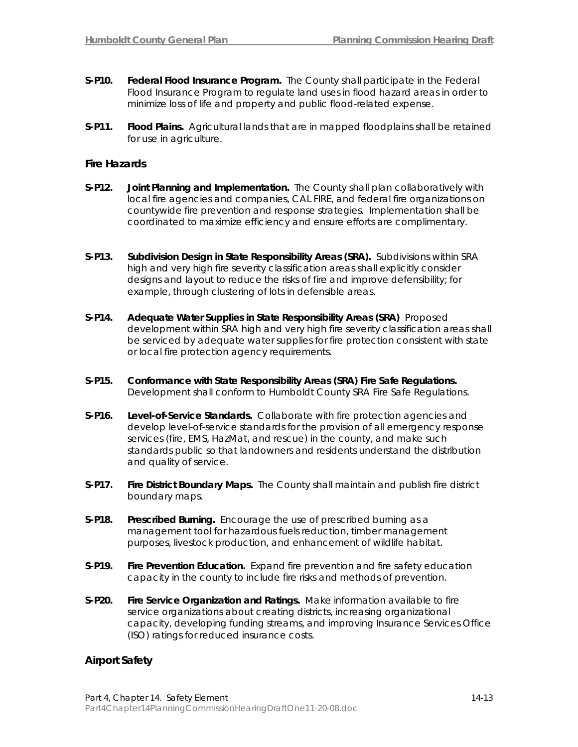**S-P10. Federal Flood Insurance Program.** The County shall participate in the Federal Flood Insurance Program to regulate land uses in flood hazard areas in order to minimize loss of life and property and public flood-related expense.

**S-P11. Flood Plains.** Agricultural lands that are in mapped floodplains shall be retained for use in agriculture.

### Fire Hazards

**S-P12. Joint Planning and Implementation.** The County shall plan collaboratively with local fire agencies and companies, CAL FIRE, and federal fire organizations on countywide fire prevention and response strategies. Implementation shall be coordinated to maximize efficiency and ensure efforts are complimentary.

**S-P13. Subdivision Design in State Responsibility Areas (SRA).** Subdivisions within SRA high and very high fire severity classification areas shall explicitly consider designs and layout to reduce the risks of fire and improve defensibility; for example, through clustering of lots in defensible areas.

**S-P14. Adequate Water Supplies in State Responsibility Areas (SRA)** Proposed development within SRA high and very high fire severity classification areas shall be serviced by adequate water supplies for fire protection consistent with state or local fire protection agency requirements.

**S-P15. Conformance with State Responsibility Areas (SRA) Fire Safe Regulations.** Development shall conform to Humboldt County SRA Fire Safe Regulations.

**S-P16. Level-of-Service Standards.** Collaborate with fire protection agencies and develop level-of-service standards for the provision of all emergency response services (fire, EMS, HazMat, and rescue) in the county, and make such standards public so that landowners and residents understand the distribution and quality of service.

**S-P17. Fire District Boundary Maps.** The County shall maintain and publish fire district boundary maps.

**S-P18. Prescribed Burning.** Encourage the use of prescribed burning as a management tool for hazardous fuels reduction, timber management purposes, livestock production, and enhancement of wildlife habitat.

**S-P19. Fire Prevention Education.** Expand fire prevention and fire safety education capacity in the county to include fire risks and methods of prevention.

**S-P20. Fire Service Organization and Ratings.** Make information available to fire service organizations about creating districts, increasing organizational capacity, developing funding streams, and improving Insurance Services Office (ISO) ratings for reduced insurance costs.

### Airport Safety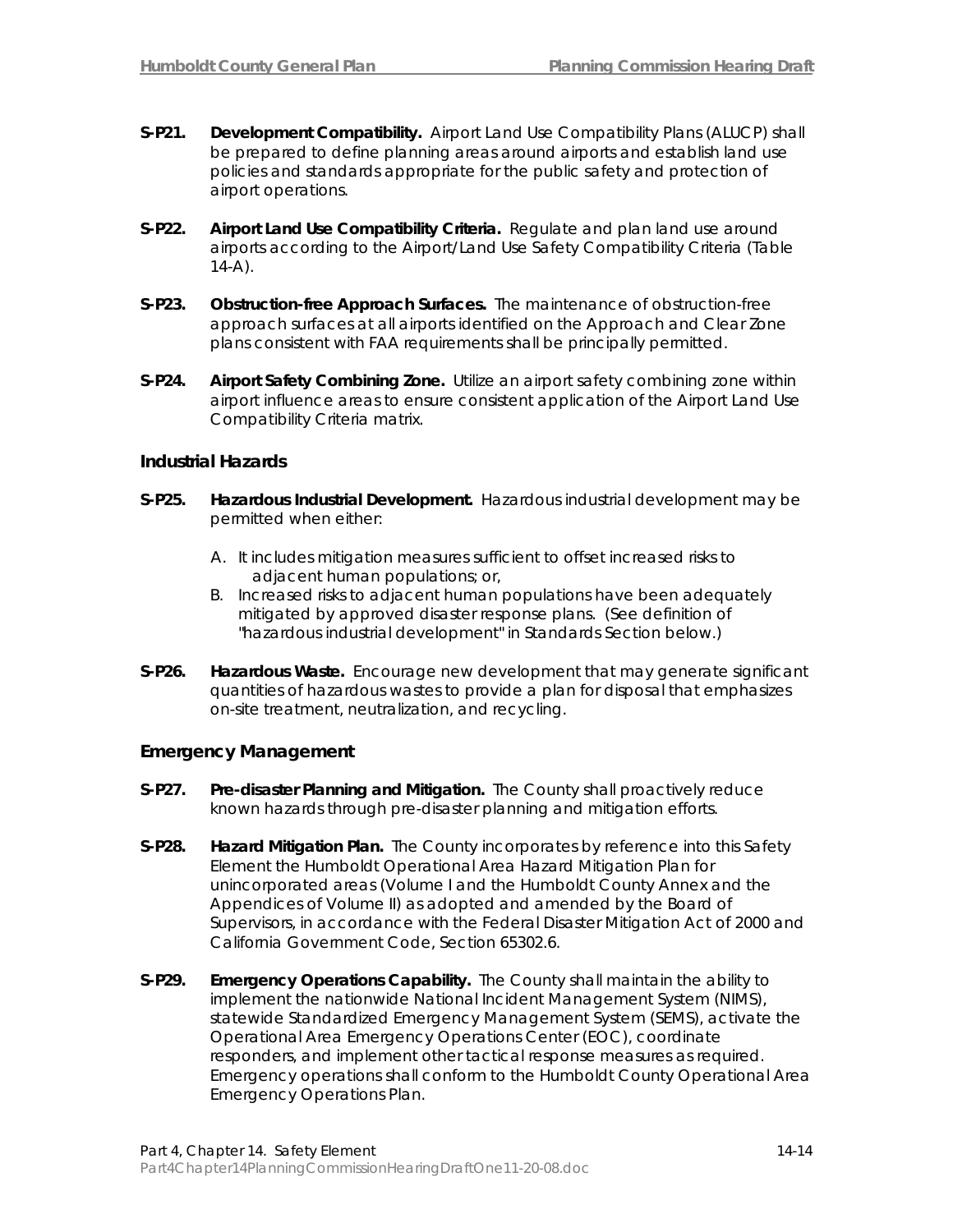**S-P21. Development Compatibility.** Airport Land Use Compatibility Plans (ALUCP) shall be prepared to define planning areas around airports and establish land use policies and standards appropriate for the public safety and protection of airport operations.

**S-P22. Airport Land Use Compatibility Criteria.** Regulate and plan land use around airports according to the Airport/Land Use Safety Compatibility Criteria (Table 14-A).

**S-P23. Obstruction-free Approach Surfaces.** The maintenance of obstruction-free approach surfaces at all airports identified on the Approach and Clear Zone plans consistent with FAA requirements shall be principally permitted.

**S-P24. Airport Safety Combining Zone.** Utilize an airport safety combining zone within airport influence areas to ensure consistent application of the Airport Land Use Compatibility Criteria matrix.

### Industrial Hazards

**S-P25. Hazardous Industrial Development.** Hazardous industrial development may be permitted when either:

A. It includes mitigation measures sufficient to offset increased risks to adjacent human populations; or,
B. Increased risks to adjacent human populations have been adequately mitigated by approved disaster response plans. (See definition of "hazardous industrial development" in Standards Section below.)

**S-P26. Hazardous Waste.** Encourage new development that may generate significant quantities of hazardous wastes to provide a plan for disposal that emphasizes on-site treatment, neutralization, and recycling.

### Emergency Management

**S-P27. Pre-disaster Planning and Mitigation.** The County shall proactively reduce known hazards through pre-disaster planning and mitigation efforts.

**S-P28. Hazard Mitigation Plan.** The County incorporates by reference into this Safety Element the Humboldt Operational Area Hazard Mitigation Plan for unincorporated areas (Volume I and the Humboldt County Annex and the Appendices of Volume II) as adopted and amended by the Board of Supervisors, in accordance with the Federal Disaster Mitigation Act of 2000 and California Government Code, Section 65302.6.

**S-P29. Emergency Operations Capability.** The County shall maintain the ability to implement the nationwide National Incident Management System (NIMS), statewide Standardized Emergency Management System (SEMS), activate the Operational Area Emergency Operations Center (EOC), coordinate responders, and implement other tactical response measures as required. Emergency operations shall conform to the Humboldt County Operational Area Emergency Operations Plan.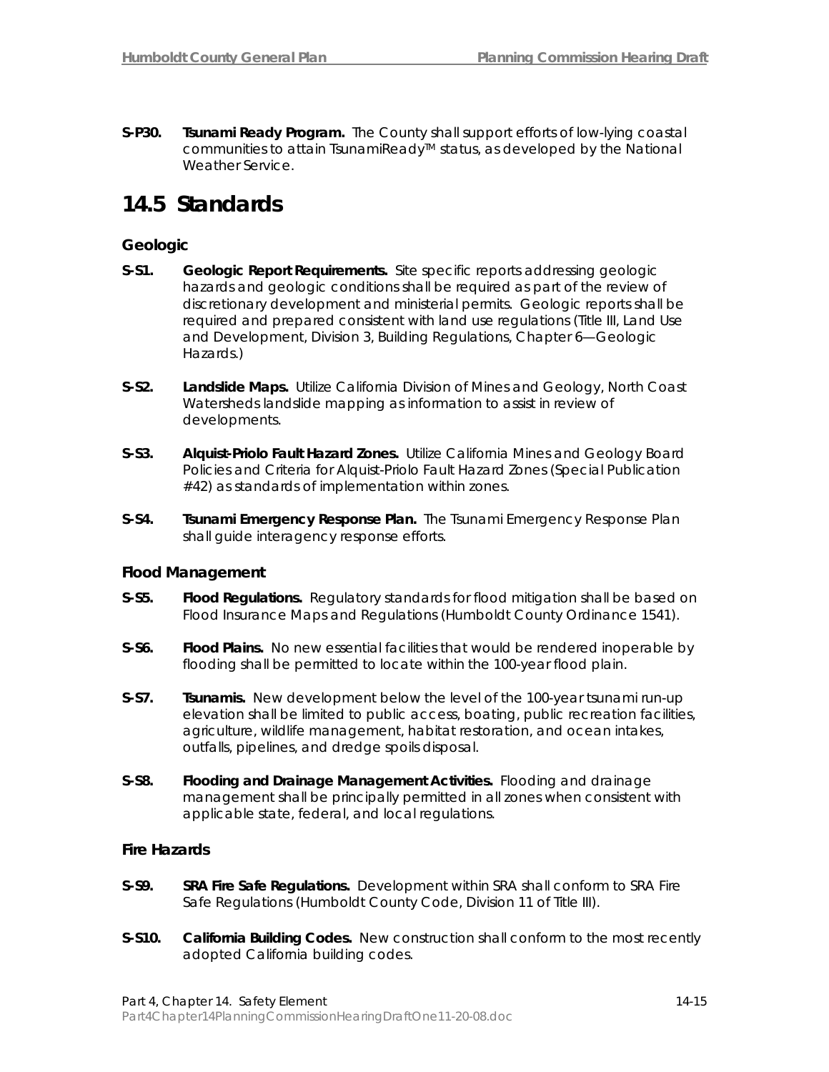**S-P30. Tsunami Ready Program.** The County shall support efforts of low-lying coastal communities to attain TsunamiReady™ status, as developed by the National Weather Service.

# 14.5 Standards

### Geologic

**S-S1. Geologic Report Requirements.** Site specific reports addressing geologic hazards and geologic conditions shall be required as part of the review of discretionary development and ministerial permits. Geologic reports shall be required and prepared consistent with land use regulations (Title III, Land Use and Development, Division 3, Building Regulations, Chapter 6—Geologic Hazards.)

**S-S2. Landslide Maps.** Utilize California Division of Mines and Geology, North Coast Watersheds landslide mapping as information to assist in review of developments.

**S-S3. Alquist-Priolo Fault Hazard Zones.** Utilize California Mines and Geology Board Policies and Criteria for Alquist-Priolo Fault Hazard Zones (Special Publication #42) as standards of implementation within zones.

**S-S4. Tsunami Emergency Response Plan.** The Tsunami Emergency Response Plan shall guide interagency response efforts.

### Flood Management

**S-S5. Flood Regulations.** Regulatory standards for flood mitigation shall be based on Flood Insurance Maps and Regulations (Humboldt County Ordinance 1541).

**S-S6. Flood Plains.** No new essential facilities that would be rendered inoperable by flooding shall be permitted to locate within the 100-year flood plain.

**S-S7. Tsunamis.** New development below the level of the 100-year tsunami run-up elevation shall be limited to public access, boating, public recreation facilities, agriculture, wildlife management, habitat restoration, and ocean intakes, outfalls, pipelines, and dredge spoils disposal.

**S-S8. Flooding and Drainage Management Activities.** Flooding and drainage management shall be principally permitted in all zones when consistent with applicable state, federal, and local regulations.

### Fire Hazards

**S-S9. SRA Fire Safe Regulations.** Development within SRA shall conform to SRA Fire Safe Regulations (Humboldt County Code, Division 11 of Title III).

**S-S10. California Building Codes.** New construction shall conform to the most recently adopted California building codes.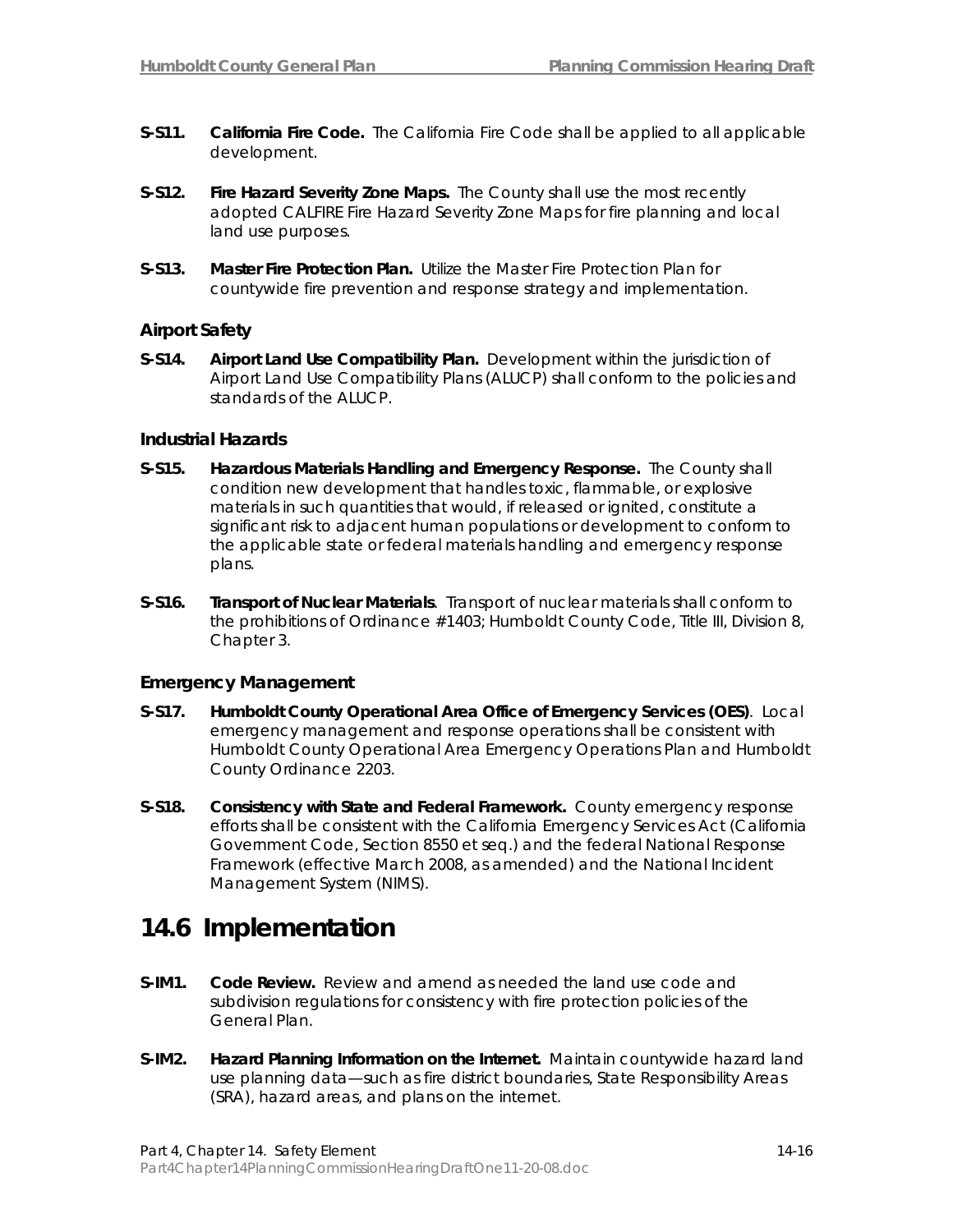**S-S11. California Fire Code.** The California Fire Code shall be applied to all applicable development.

**S-S12. Fire Hazard Severity Zone Maps.** The County shall use the most recently adopted CALFIRE Fire Hazard Severity Zone Maps for fire planning and local land use purposes.

**S-S13. Master Fire Protection Plan.** Utilize the Master Fire Protection Plan for countywide fire prevention and response strategy and implementation.

### Airport Safety

**S-S14. Airport Land Use Compatibility Plan.** Development within the jurisdiction of Airport Land Use Compatibility Plans (ALUCP) shall conform to the policies and standards of the ALUCP.

### Industrial Hazards

**S-S15. Hazardous Materials Handling and Emergency Response.** The County shall condition new development that handles toxic, flammable, or explosive materials in such quantities that would, if released or ignited, constitute a significant risk to adjacent human populations or development to conform to the applicable state or federal materials handling and emergency response plans.

**S-S16. Transport of Nuclear Materials**. Transport of nuclear materials shall conform to the prohibitions of Ordinance #1403; Humboldt County Code, Title III, Division 8, Chapter 3.

### Emergency Management

**S-S17. Humboldt County Operational Area Office of Emergency Services (OES)**. Local emergency management and response operations shall be consistent with Humboldt County Operational Area Emergency Operations Plan and Humboldt County Ordinance 2203.

**S-S18. Consistency with State and Federal Framework.** County emergency response efforts shall be consistent with the California Emergency Services Act (California Government Code, Section 8550 et seq.) and the federal National Response Framework (effective March 2008, as amended) and the National Incident Management System (NIMS).

## 14.6 Implementation

**S-IM1. Code Review.** Review and amend as needed the land use code and subdivision regulations for consistency with fire protection policies of the General Plan.

**S-IM2. Hazard Planning Information on the Internet.** Maintain countywide hazard land use planning data—such as fire district boundaries, State Responsibility Areas (SRA), hazard areas, and plans on the internet.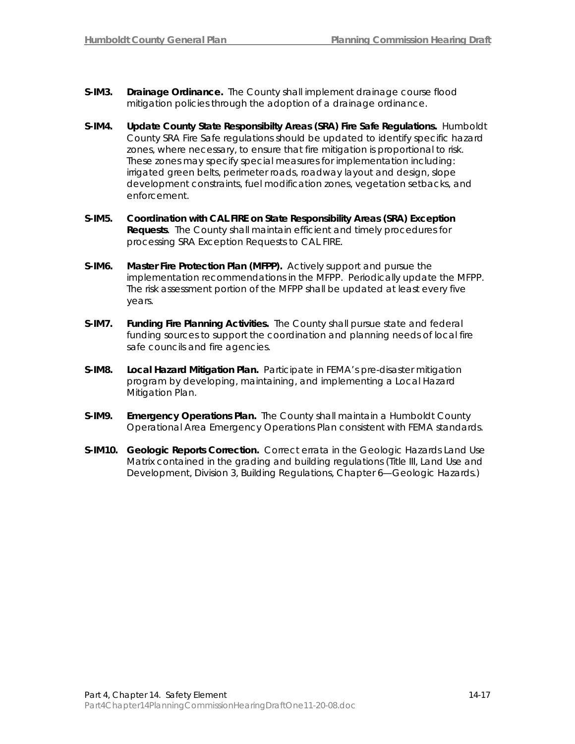**S-IM3. Drainage Ordinance.** The County shall implement drainage course flood mitigation policies through the adoption of a drainage ordinance.

**S-IM4. Update County State Responsibilty Areas (SRA) Fire Safe Regulations.** Humboldt County SRA Fire Safe regulations should be updated to identify specific hazard zones, where necessary, to ensure that fire mitigation is proportional to risk. These zones may specify special measures for implementation including: irrigated green belts, perimeter roads, roadway layout and design, slope development constraints, fuel modification zones, vegetation setbacks, and enforcement.

**S-IM5. Coordination with CAL FIRE on State Responsibility Areas (SRA) Exception Requests**. The County shall maintain efficient and timely procedures for processing SRA Exception Requests to CAL FIRE.

**S-IM6. Master Fire Protection Plan (MFPP).** Actively support and pursue the implementation recommendations in the MFPP. Periodically update the MFPP. The risk assessment portion of the MFPP shall be updated at least every five years.

**S-IM7. Funding Fire Planning Activities.** The County shall pursue state and federal funding sources to support the coordination and planning needs of local fire safe councils and fire agencies.

**S-IM8. Local Hazard Mitigation Plan.** Participate in FEMA's pre-disaster mitigation program by developing, maintaining, and implementing a Local Hazard Mitigation Plan.

**S-IM9. Emergency Operations Plan.** The County shall maintain a Humboldt County Operational Area Emergency Operations Plan consistent with FEMA standards.

**S-IM10. Geologic Reports Correction.** Correct errata in the Geologic Hazards Land Use Matrix contained in the grading and building regulations (Title III, Land Use and Development, Division 3, Building Regulations, Chapter 6—Geologic Hazards.)